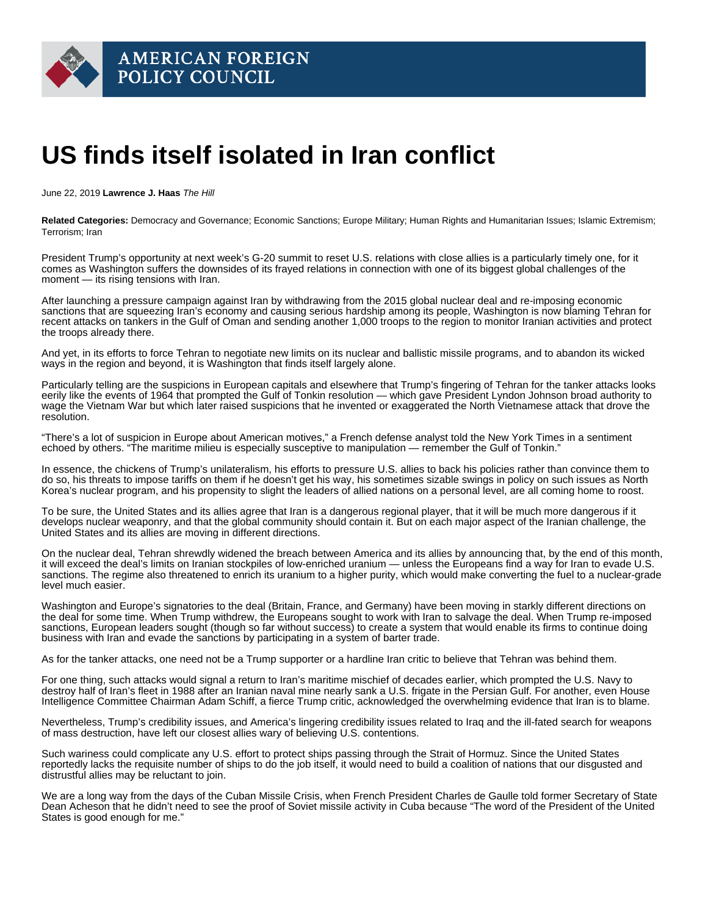AMERICAN FOREIGN POLICY COUNCIL

# US finds itself isolated in Iran conflict

June 22, 2019 **Lawrence J. Haas** *The Hill*

**Related Categories:** Democracy and Governance; Economic Sanctions; Europe Military; Human Rights and Humanitarian Issues; Islamic Extremism; Terrorism; Iran

President Trump's opportunity at next week's G-20 summit to reset U.S. relations with close allies is a particularly timely one, for it comes as Washington suffers the downsides of its frayed relations in connection with one of its biggest global challenges of the moment — its rising tensions with Iran.

After launching a pressure campaign against Iran by withdrawing from the 2015 global nuclear deal and re-imposing economic sanctions that are squeezing Iran's economy and causing serious hardship among its people, Washington is now blaming Tehran for recent attacks on tankers in the Gulf of Oman and sending another 1,000 troops to the region to monitor Iranian activities and protect the troops already there.

And yet, in its efforts to force Tehran to negotiate new limits on its nuclear and ballistic missile programs, and to abandon its wicked ways in the region and beyond, it is Washington that finds itself largely alone.

Particularly telling are the suspicions in European capitals and elsewhere that Trump's fingering of Tehran for the tanker attacks looks eerily like the events of 1964 that prompted the Gulf of Tonkin resolution — which gave President Lyndon Johnson broad authority to wage the Vietnam War but which later raised suspicions that he invented or exaggerated the North Vietnamese attack that drove the resolution.

"There's a lot of suspicion in Europe about American motives," a French defense analyst told the New York Times in a sentiment echoed by others. "The maritime milieu is especially susceptive to manipulation — remember the Gulf of Tonkin."

In essence, the chickens of Trump's unilateralism, his efforts to pressure U.S. allies to back his policies rather than convince them to do so, his threats to impose tariffs on them if he doesn't get his way, his sometimes sizable swings in policy on such issues as North Korea's nuclear program, and his propensity to slight the leaders of allied nations on a personal level, are all coming home to roost.

To be sure, the United States and its allies agree that Iran is a dangerous regional player, that it will be much more dangerous if it develops nuclear weaponry, and that the global community should contain it. But on each major aspect of the Iranian challenge, the United States and its allies are moving in different directions.

On the nuclear deal, Tehran shrewdly widened the breach between America and its allies by announcing that, by the end of this month, it will exceed the deal's limits on Iranian stockpiles of low-enriched uranium — unless the Europeans find a way for Iran to evade U.S. sanctions. The regime also threatened to enrich its uranium to a higher purity, which would make converting the fuel to a nuclear-grade level much easier.

Washington and Europe's signatories to the deal (Britain, France, and Germany) have been moving in starkly different directions on the deal for some time. When Trump withdrew, the Europeans sought to work with Iran to salvage the deal. When Trump re-imposed sanctions, European leaders sought (though so far without success) to create a system that would enable its firms to continue doing business with Iran and evade the sanctions by participating in a system of barter trade.

As for the tanker attacks, one need not be a Trump supporter or a hardline Iran critic to believe that Tehran was behind them.

For one thing, such attacks would signal a return to Iran's maritime mischief of decades earlier, which prompted the U.S. Navy to destroy half of Iran's fleet in 1988 after an Iranian naval mine nearly sank a U.S. frigate in the Persian Gulf. For another, even House Intelligence Committee Chairman Adam Schiff, a fierce Trump critic, acknowledged the overwhelming evidence that Iran is to blame.

Nevertheless, Trump's credibility issues, and America's lingering credibility issues related to Iraq and the ill-fated search for weapons of mass destruction, have left our closest allies wary of believing U.S. contentions.

Such wariness could complicate any U.S. effort to protect ships passing through the Strait of Hormuz. Since the United States reportedly lacks the requisite number of ships to do the job itself, it would need to build a coalition of nations that our disgusted and distrustful allies may be reluctant to join.

We are a long way from the days of the Cuban Missile Crisis, when French President Charles de Gaulle told former Secretary of State Dean Acheson that he didn't need to see the proof of Soviet missile activity in Cuba because "The word of the President of the United States is good enough for me."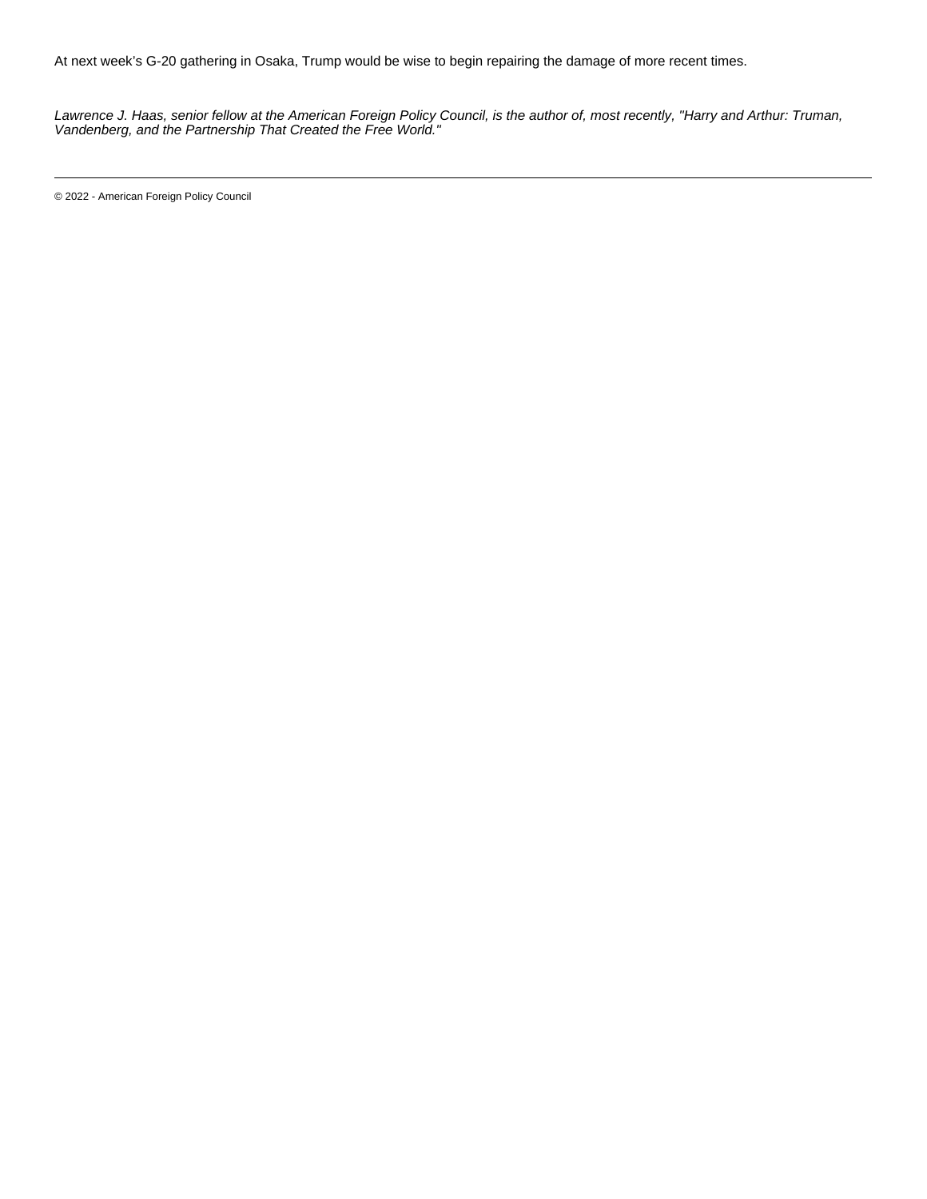At next week's G-20 gathering in Osaka, Trump would be wise to begin repairing the damage of more recent times.

*Lawrence J. Haas, senior fellow at the American Foreign Policy Council, is the author of, most recently, "Harry and Arthur: Truman, Vandenberg, and the Partnership That Created the Free World."*

---

© 2022 - American Foreign Policy Council